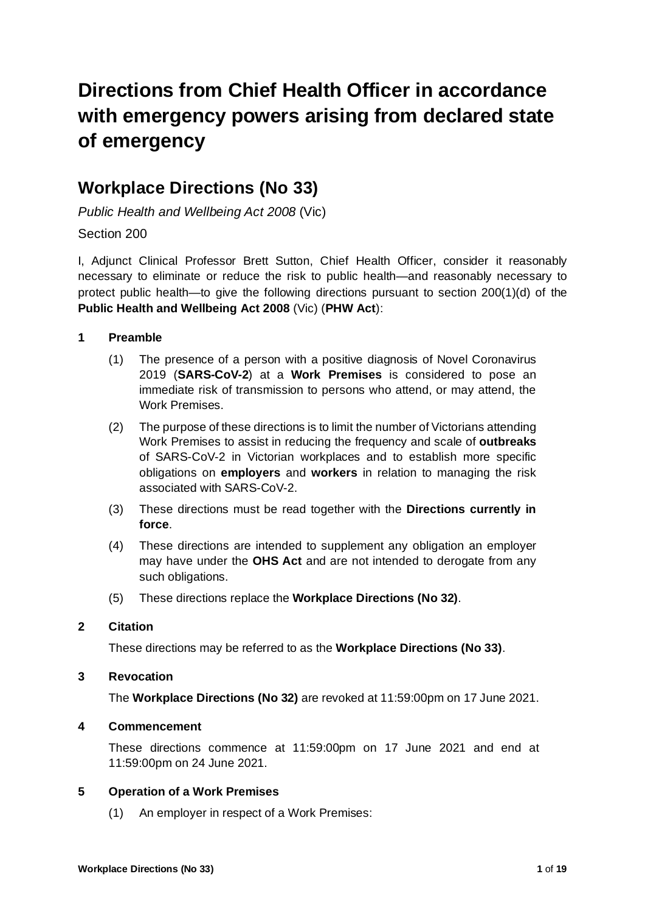# Directions from Chief Health Officer in accordance with emergency powers arising from declared state of emergency

## Workplace Directions (No 33)

*Public Health and Wellbeing Act 2008* (Vic)

Section 200

I, Adjunct Clinical Professor Brett Sutton, Chief Health Officer, consider it reasonably necessary to eliminate or reduce the risk to public health—and reasonably necessary to protect public health—to give the following directions pursuant to section 200(1)(d) of the **Public Health and Wellbeing Act 2008** (Vic) (**PHW Act**):

### 1 Preamble

(1) The presence of a person with a positive diagnosis of Novel Coronavirus 2019 (**SARS-CoV-2**) at a **Work Premises** is considered to pose an immediate risk of transmission to persons who attend, or may attend, the Work Premises.

(2) The purpose of these directions is to limit the number of Victorians attending Work Premises to assist in reducing the frequency and scale of **outbreaks** of SARS-CoV-2 in Victorian workplaces and to establish more specific obligations on **employers** and **workers** in relation to managing the risk associated with SARS-CoV-2.

(3) These directions must be read together with the **Directions currently in force**.

(4) These directions are intended to supplement any obligation an employer may have under the **OHS Act** and are not intended to derogate from any such obligations.

(5) These directions replace the **Workplace Directions (No 32)**.

### 2 Citation

These directions may be referred to as the **Workplace Directions (No 33)**.

### 3 Revocation

The **Workplace Directions (No 32)** are revoked at 11:59:00pm on 17 June 2021.

### 4 Commencement

These directions commence at 11:59:00pm on 17 June 2021 and end at 11:59:00pm on 24 June 2021.

### 5 Operation of a Work Premises

(1) An employer in respect of a Work Premises: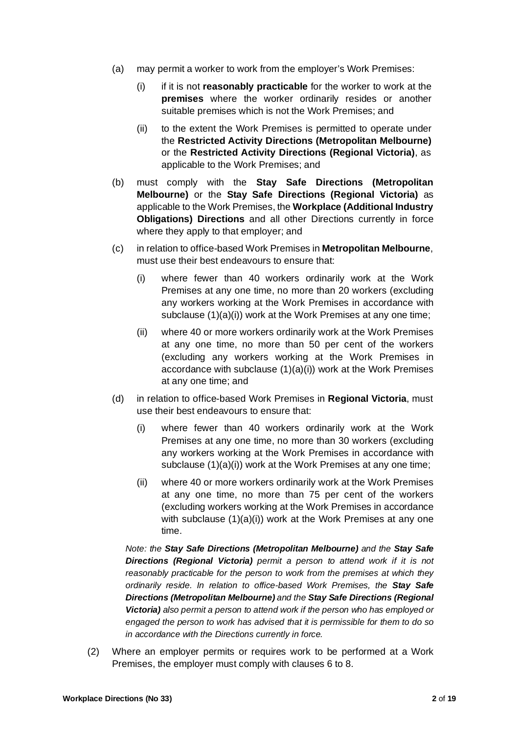(a) may permit a worker to work from the employer's Work Premises:

   (i) if it is not **reasonably practicable** for the worker to work at the **premises** where the worker ordinarily resides or another suitable premises which is not the Work Premises; and

   (ii) to the extent the Work Premises is permitted to operate under the **Restricted Activity Directions (Metropolitan Melbourne)** or the **Restricted Activity Directions (Regional Victoria)**, as applicable to the Work Premises; and

(b) must comply with the **Stay Safe Directions (Metropolitan Melbourne)** or the **Stay Safe Directions (Regional Victoria)** as applicable to the Work Premises, the **Workplace (Additional Industry Obligations) Directions** and all other Directions currently in force where they apply to that employer; and

(c) in relation to office-based Work Premises in **Metropolitan Melbourne**, must use their best endeavours to ensure that:

   (i) where fewer than 40 workers ordinarily work at the Work Premises at any one time, no more than 20 workers (excluding any workers working at the Work Premises in accordance with subclause (1)(a)(i)) work at the Work Premises at any one time;

   (ii) where 40 or more workers ordinarily work at the Work Premises at any one time, no more than 50 per cent of the workers (excluding any workers working at the Work Premises in accordance with subclause (1)(a)(i)) work at the Work Premises at any one time; and

(d) in relation to office-based Work Premises in **Regional Victoria**, must use their best endeavours to ensure that:

   (i) where fewer than 40 workers ordinarily work at the Work Premises at any one time, no more than 30 workers (excluding any workers working at the Work Premises in accordance with subclause (1)(a)(i)) work at the Work Premises at any one time;

   (ii) where 40 or more workers ordinarily work at the Work Premises at any one time, no more than 75 per cent of the workers (excluding workers working at the Work Premises in accordance with subclause (1)(a)(i)) work at the Work Premises at any one time.

*Note: the **Stay Safe Directions (Metropolitan Melbourne)** and the **Stay Safe Directions (Regional Victoria)** permit a person to attend work if it is not reasonably practicable for the person to work from the premises at which they ordinarily reside. In relation to office-based Work Premises, the **Stay Safe Directions (Metropolitan Melbourne)** and the **Stay Safe Directions (Regional Victoria)** also permit a person to attend work if the person who has employed or engaged the person to work has advised that it is permissible for them to do so in accordance with the Directions currently in force.*

(2) Where an employer permits or requires work to be performed at a Work Premises, the employer must comply with clauses 6 to 8.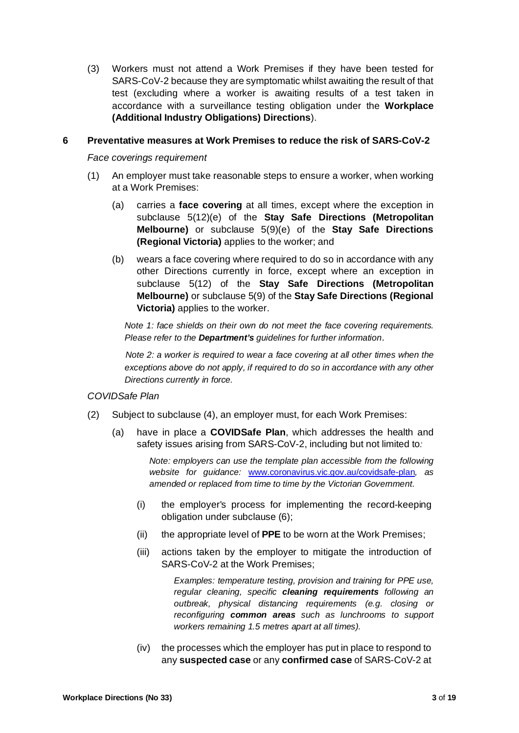(3) Workers must not attend a Work Premises if they have been tested for SARS-CoV-2 because they are symptomatic whilst awaiting the result of that test (excluding where a worker is awaiting results of a test taken in accordance with a surveillance testing obligation under the **Workplace (Additional Industry Obligations) Directions**).

## 6 Preventative measures at Work Premises to reduce the risk of SARS-CoV-2

*Face coverings requirement*

(1) An employer must take reasonable steps to ensure a worker, when working at a Work Premises:

(a) carries a **face covering** at all times, except where the exception in subclause 5(12)(e) of the **Stay Safe Directions (Metropolitan Melbourne)** or subclause 5(9)(e) of the **Stay Safe Directions (Regional Victoria)** applies to the worker; and

(b) wears a face covering where required to do so in accordance with any other Directions currently in force, except where an exception in subclause 5(12) of the **Stay Safe Directions (Metropolitan Melbourne)** or subclause 5(9) of the **Stay Safe Directions (Regional Victoria)** applies to the worker.

*Note 1: face shields on their own do not meet the face covering requirements. Please refer to the **Department's** guidelines for further information.*

*Note 2: a worker is required to wear a face covering at all other times when the exceptions above do not apply, if required to do so in accordance with any other Directions currently in force.*

*COVIDSafe Plan*

(2) Subject to subclause (4), an employer must, for each Work Premises:

(a) have in place a **COVIDSafe Plan**, which addresses the health and safety issues arising from SARS-CoV-2, including but not limited to*:*

*Note: employers can use the template plan accessible from the following website for guidance:* [www.coronavirus.vic.gov.au/covidsafe-plan](www.coronavirus.vic.gov.au/covidsafe-plan)*, as amended or replaced from time to time by the Victorian Government.*

(i) the employer's process for implementing the record-keeping obligation under subclause (6);

(ii) the appropriate level of **PPE** to be worn at the Work Premises;

(iii) actions taken by the employer to mitigate the introduction of SARS-CoV-2 at the Work Premises;

*Examples: temperature testing, provision and training for PPE use, regular cleaning, specific **cleaning requirements** following an outbreak, physical distancing requirements (e.g. closing or reconfiguring **common areas** such as lunchrooms to support workers remaining 1.5 metres apart at all times).*

(iv) the processes which the employer has put in place to respond to any **suspected case** or any **confirmed case** of SARS-CoV-2 at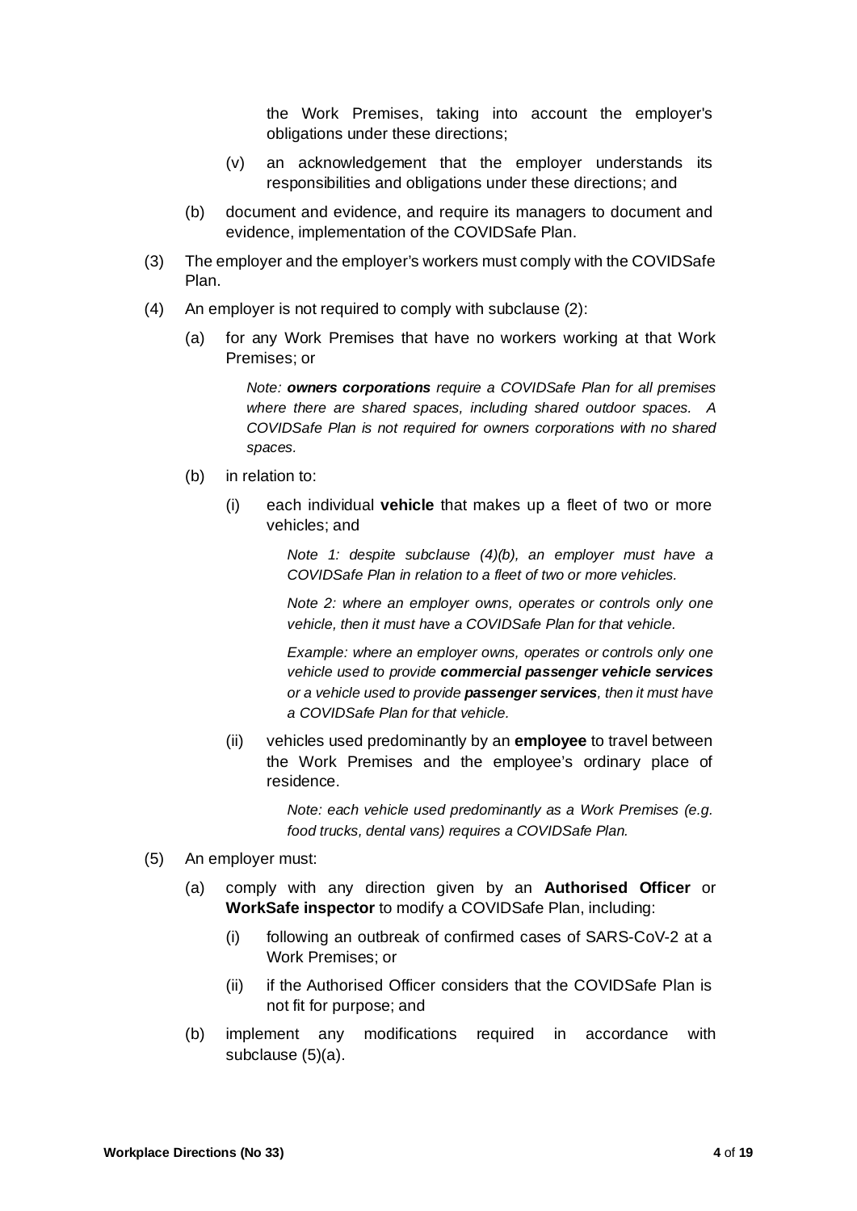the Work Premises, taking into account the employer's obligations under these directions;

(v) an acknowledgement that the employer understands its responsibilities and obligations under these directions; and

(b) document and evidence, and require its managers to document and evidence, implementation of the COVIDSafe Plan.

(3) The employer and the employer's workers must comply with the COVIDSafe Plan.

(4) An employer is not required to comply with subclause (2):

(a) for any Work Premises that have no workers working at that Work Premises; or

*Note: **owners corporations** require a COVIDSafe Plan for all premises where there are shared spaces, including shared outdoor spaces. A COVIDSafe Plan is not required for owners corporations with no shared spaces.*

(b) in relation to:

(i) each individual **vehicle** that makes up a fleet of two or more vehicles; and

*Note 1: despite subclause (4)(b), an employer must have a COVIDSafe Plan in relation to a fleet of two or more vehicles.*

*Note 2: where an employer owns, operates or controls only one vehicle, then it must have a COVIDSafe Plan for that vehicle.*

*Example: where an employer owns, operates or controls only one vehicle used to provide **commercial passenger vehicle services** or a vehicle used to provide **passenger services**, then it must have a COVIDSafe Plan for that vehicle.*

(ii) vehicles used predominantly by an **employee** to travel between the Work Premises and the employee's ordinary place of residence.

*Note: each vehicle used predominantly as a Work Premises (e.g. food trucks, dental vans) requires a COVIDSafe Plan.*

(5) An employer must:

(a) comply with any direction given by an **Authorised Officer** or **WorkSafe inspector** to modify a COVIDSafe Plan, including:

(i) following an outbreak of confirmed cases of SARS-CoV-2 at a Work Premises; or

(ii) if the Authorised Officer considers that the COVIDSafe Plan is not fit for purpose; and

(b) implement any modifications required in accordance with subclause (5)(a).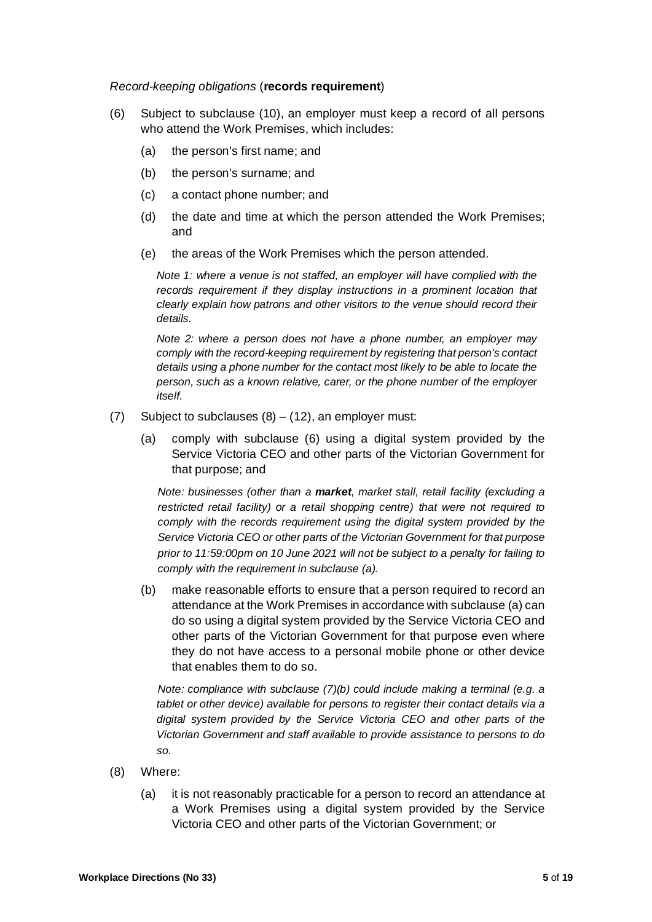*Record-keeping obligations* (**records requirement**)

(6) Subject to subclause (10), an employer must keep a record of all persons who attend the Work Premises, which includes:

(a) the person's first name; and

(b) the person's surname; and

(c) a contact phone number; and

(d) the date and time at which the person attended the Work Premises; and

(e) the areas of the Work Premises which the person attended.

*Note 1: where a venue is not staffed, an employer will have complied with the records requirement if they display instructions in a prominent location that clearly explain how patrons and other visitors to the venue should record their details.*

*Note 2: where a person does not have a phone number, an employer may comply with the record-keeping requirement by registering that person's contact details using a phone number for the contact most likely to be able to locate the person, such as a known relative, carer, or the phone number of the employer itself.*

(7) Subject to subclauses (8) – (12), an employer must:

(a) comply with subclause (6) using a digital system provided by the Service Victoria CEO and other parts of the Victorian Government for that purpose; and

*Note: businesses (other than a **market**, market stall, retail facility (excluding a restricted retail facility) or a retail shopping centre) that were not required to comply with the records requirement using the digital system provided by the Service Victoria CEO or other parts of the Victorian Government for that purpose prior to 11:59:00pm on 10 June 2021 will not be subject to a penalty for failing to comply with the requirement in subclause (a).*

(b) make reasonable efforts to ensure that a person required to record an attendance at the Work Premises in accordance with subclause (a) can do so using a digital system provided by the Service Victoria CEO and other parts of the Victorian Government for that purpose even where they do not have access to a personal mobile phone or other device that enables them to do so.

*Note: compliance with subclause (7)(b) could include making a terminal (e.g. a tablet or other device) available for persons to register their contact details via a digital system provided by the Service Victoria CEO and other parts of the Victorian Government and staff available to provide assistance to persons to do so.*

(8) Where:

(a) it is not reasonably practicable for a person to record an attendance at a Work Premises using a digital system provided by the Service Victoria CEO and other parts of the Victorian Government; or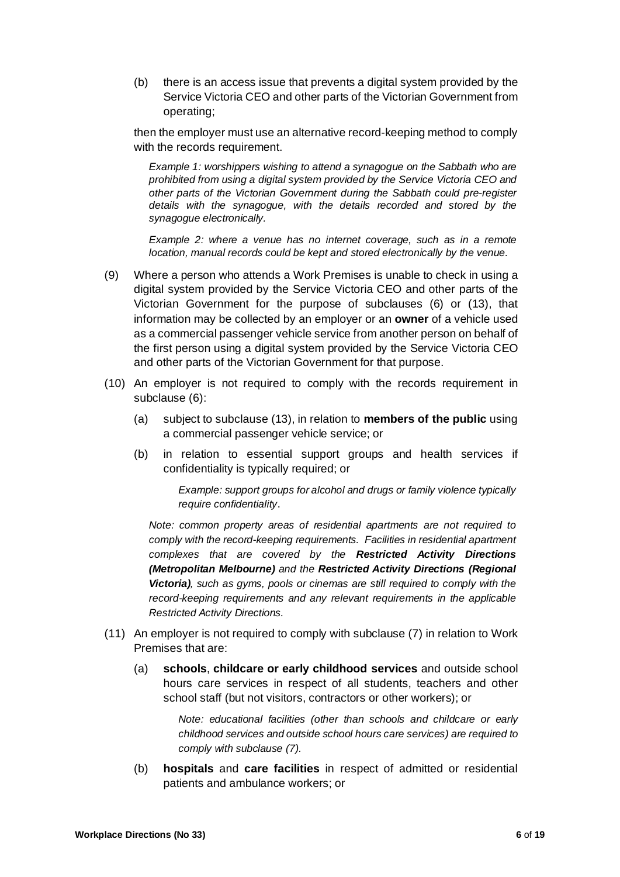(b) there is an access issue that prevents a digital system provided by the Service Victoria CEO and other parts of the Victorian Government from operating;

then the employer must use an alternative record-keeping method to comply with the records requirement.

*Example 1: worshippers wishing to attend a synagogue on the Sabbath who are prohibited from using a digital system provided by the Service Victoria CEO and other parts of the Victorian Government during the Sabbath could pre-register details with the synagogue, with the details recorded and stored by the synagogue electronically.*

*Example 2: where a venue has no internet coverage, such as in a remote location, manual records could be kept and stored electronically by the venue.*

(9) Where a person who attends a Work Premises is unable to check in using a digital system provided by the Service Victoria CEO and other parts of the Victorian Government for the purpose of subclauses (6) or (13), that information may be collected by an employer or an **owner** of a vehicle used as a commercial passenger vehicle service from another person on behalf of the first person using a digital system provided by the Service Victoria CEO and other parts of the Victorian Government for that purpose.

(10) An employer is not required to comply with the records requirement in subclause (6):

(a) subject to subclause (13), in relation to **members of the public** using a commercial passenger vehicle service; or

(b) in relation to essential support groups and health services if confidentiality is typically required; or

*Example: support groups for alcohol and drugs or family violence typically require confidentiality*.

*Note: common property areas of residential apartments are not required to comply with the record-keeping requirements. Facilities in residential apartment complexes that are covered by the **Restricted Activity Directions (Metropolitan Melbourne)** and the **Restricted Activity Directions (Regional Victoria)**, such as gyms, pools or cinemas are still required to comply with the record-keeping requirements and any relevant requirements in the applicable Restricted Activity Directions.*

(11) An employer is not required to comply with subclause (7) in relation to Work Premises that are:

(a) **schools**, **childcare or early childhood services** and outside school hours care services in respect of all students, teachers and other school staff (but not visitors, contractors or other workers); or

*Note: educational facilities (other than schools and childcare or early childhood services and outside school hours care services) are required to comply with subclause (7).*

(b) **hospitals** and **care facilities** in respect of admitted or residential patients and ambulance workers; or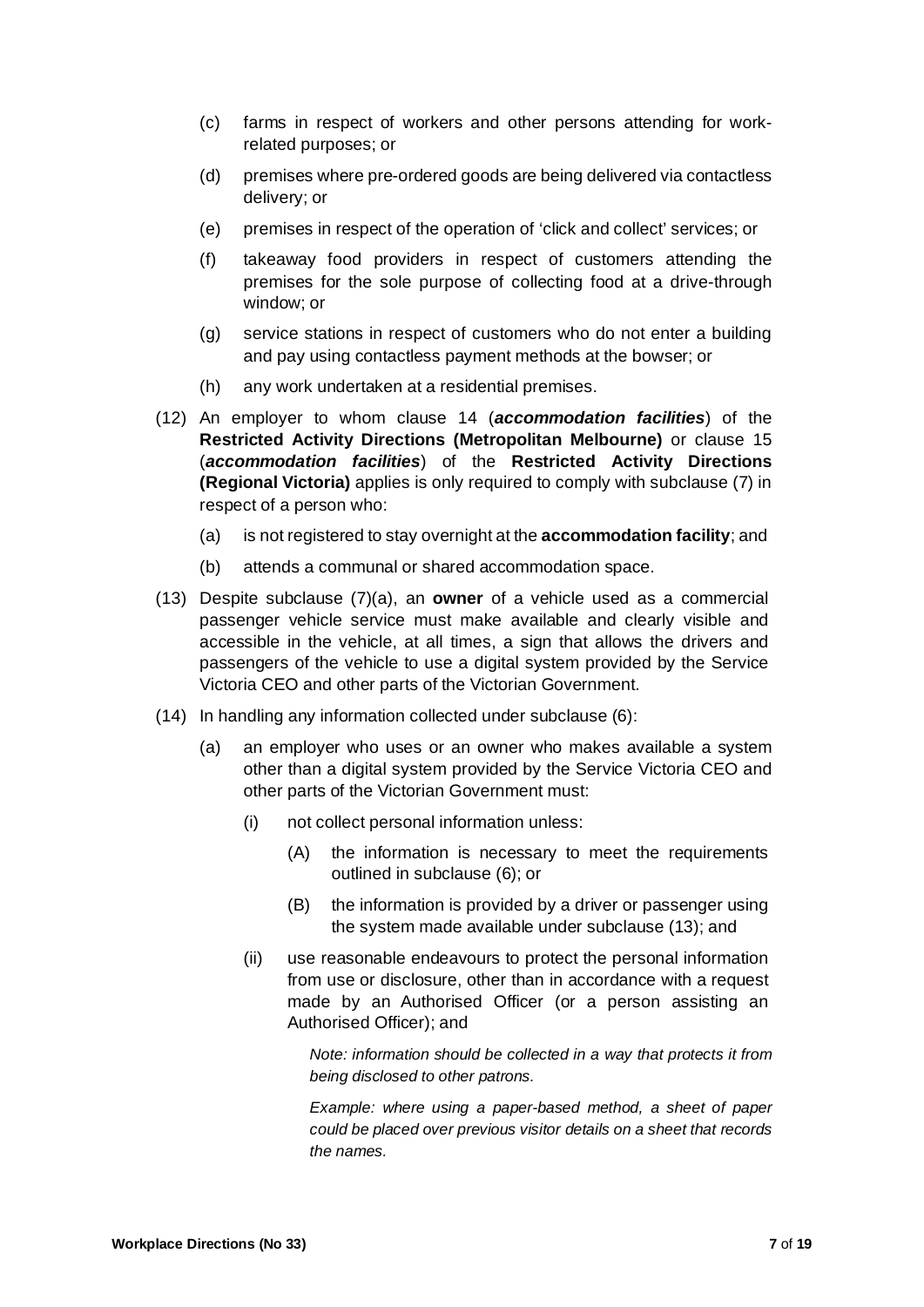(c) farms in respect of workers and other persons attending for work-related purposes; or

(d) premises where pre-ordered goods are being delivered via contactless delivery; or

(e) premises in respect of the operation of 'click and collect' services; or

(f) takeaway food providers in respect of customers attending the premises for the sole purpose of collecting food at a drive-through window; or

(g) service stations in respect of customers who do not enter a building and pay using contactless payment methods at the bowser; or

(h) any work undertaken at a residential premises.

(12) An employer to whom clause 14 (***accommodation facilities***) of the **Restricted Activity Directions (Metropolitan Melbourne)** or clause 15 (***accommodation facilities***) of the **Restricted Activity Directions (Regional Victoria)** applies is only required to comply with subclause (7) in respect of a person who:

(a) is not registered to stay overnight at the **accommodation facility**; and

(b) attends a communal or shared accommodation space.

(13) Despite subclause (7)(a), an **owner** of a vehicle used as a commercial passenger vehicle service must make available and clearly visible and accessible in the vehicle, at all times, a sign that allows the drivers and passengers of the vehicle to use a digital system provided by the Service Victoria CEO and other parts of the Victorian Government.

(14) In handling any information collected under subclause (6):

(a) an employer who uses or an owner who makes available a system other than a digital system provided by the Service Victoria CEO and other parts of the Victorian Government must:

(i) not collect personal information unless:

(A) the information is necessary to meet the requirements outlined in subclause (6); or

(B) the information is provided by a driver or passenger using the system made available under subclause (13); and

(ii) use reasonable endeavours to protect the personal information from use or disclosure, other than in accordance with a request made by an Authorised Officer (or a person assisting an Authorised Officer); and

*Note: information should be collected in a way that protects it from being disclosed to other patrons.*

*Example: where using a paper-based method, a sheet of paper could be placed over previous visitor details on a sheet that records the names.*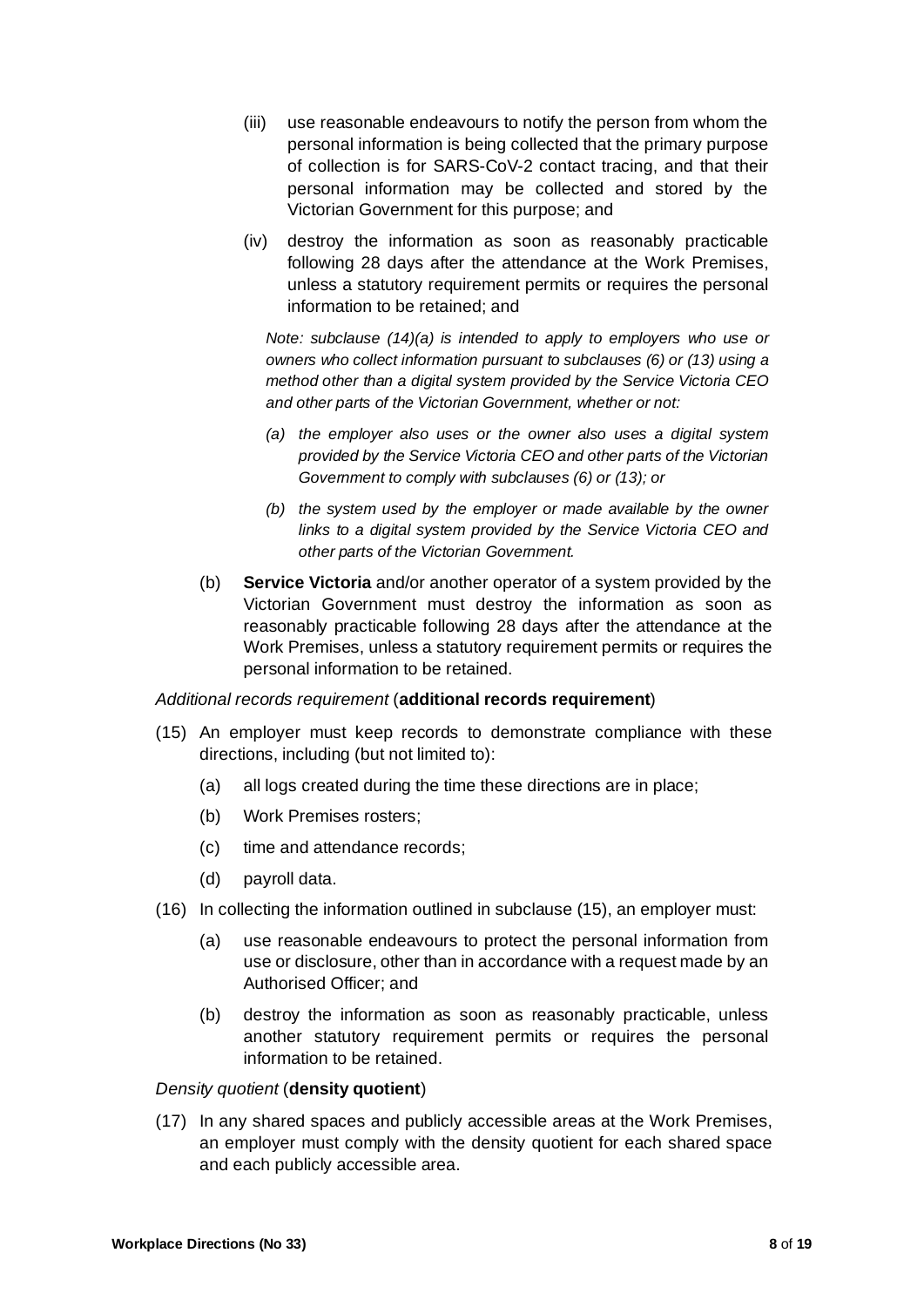(iii) use reasonable endeavours to notify the person from whom the personal information is being collected that the primary purpose of collection is for SARS-CoV-2 contact tracing, and that their personal information may be collected and stored by the Victorian Government for this purpose; and

(iv) destroy the information as soon as reasonably practicable following 28 days after the attendance at the Work Premises, unless a statutory requirement permits or requires the personal information to be retained; and

*Note: subclause (14)(a) is intended to apply to employers who use or owners who collect information pursuant to subclauses (6) or (13) using a method other than a digital system provided by the Service Victoria CEO and other parts of the Victorian Government, whether or not:*

*(a) the employer also uses or the owner also uses a digital system provided by the Service Victoria CEO and other parts of the Victorian Government to comply with subclauses (6) or (13); or*

*(b) the system used by the employer or made available by the owner links to a digital system provided by the Service Victoria CEO and other parts of the Victorian Government.*

(b) **Service Victoria** and/or another operator of a system provided by the Victorian Government must destroy the information as soon as reasonably practicable following 28 days after the attendance at the Work Premises, unless a statutory requirement permits or requires the personal information to be retained.

*Additional records requirement* (**additional records requirement**)

(15) An employer must keep records to demonstrate compliance with these directions, including (but not limited to):

(a) all logs created during the time these directions are in place;

(b) Work Premises rosters;

(c) time and attendance records;

(d) payroll data.

(16) In collecting the information outlined in subclause (15), an employer must:

(a) use reasonable endeavours to protect the personal information from use or disclosure, other than in accordance with a request made by an Authorised Officer; and

(b) destroy the information as soon as reasonably practicable, unless another statutory requirement permits or requires the personal information to be retained.

*Density quotient* (**density quotient**)

(17) In any shared spaces and publicly accessible areas at the Work Premises, an employer must comply with the density quotient for each shared space and each publicly accessible area.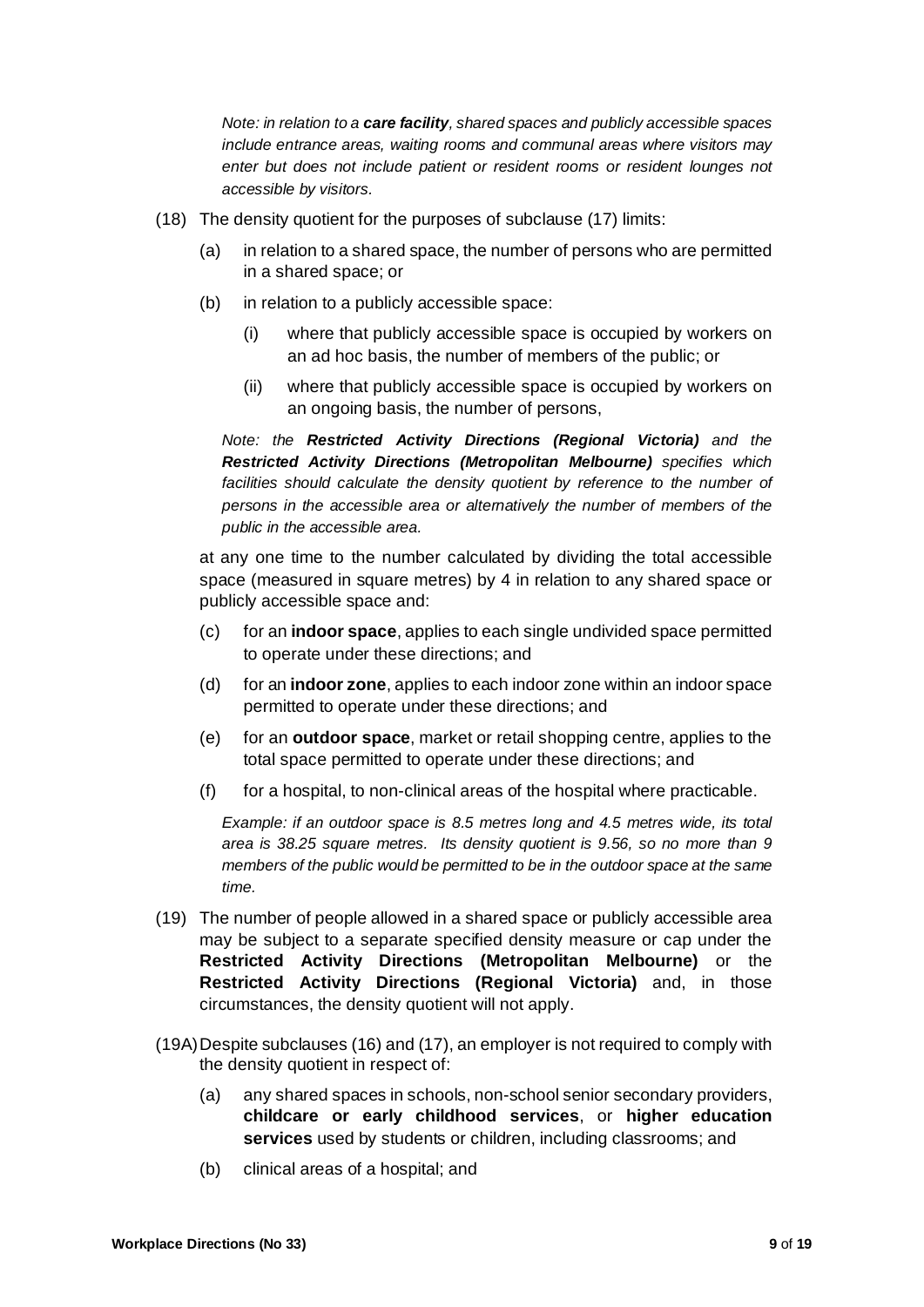*Note: in relation to a **care facility**, shared spaces and publicly accessible spaces include entrance areas, waiting rooms and communal areas where visitors may enter but does not include patient or resident rooms or resident lounges not accessible by visitors.*

(18) The density quotient for the purposes of subclause (17) limits:

(a) in relation to a shared space, the number of persons who are permitted in a shared space; or

(b) in relation to a publicly accessible space:

(i) where that publicly accessible space is occupied by workers on an ad hoc basis, the number of members of the public; or

(ii) where that publicly accessible space is occupied by workers on an ongoing basis, the number of persons,

*Note: the **Restricted Activity Directions (Regional Victoria)** and the **Restricted Activity Directions (Metropolitan Melbourne)** specifies which facilities should calculate the density quotient by reference to the number of persons in the accessible area or alternatively the number of members of the public in the accessible area.*

at any one time to the number calculated by dividing the total accessible space (measured in square metres) by 4 in relation to any shared space or publicly accessible space and:

(c) for an **indoor space**, applies to each single undivided space permitted to operate under these directions; and

(d) for an **indoor zone**, applies to each indoor zone within an indoor space permitted to operate under these directions; and

(e) for an **outdoor space**, market or retail shopping centre, applies to the total space permitted to operate under these directions; and

(f) for a hospital, to non-clinical areas of the hospital where practicable.

*Example: if an outdoor space is 8.5 metres long and 4.5 metres wide, its total area is 38.25 square metres. Its density quotient is 9.56, so no more than 9 members of the public would be permitted to be in the outdoor space at the same time.*

(19) The number of people allowed in a shared space or publicly accessible area may be subject to a separate specified density measure or cap under the **Restricted Activity Directions (Metropolitan Melbourne)** or the **Restricted Activity Directions (Regional Victoria)** and, in those circumstances, the density quotient will not apply.

(19A) Despite subclauses (16) and (17), an employer is not required to comply with the density quotient in respect of:

(a) any shared spaces in schools, non-school senior secondary providers, **childcare or early childhood services**, or **higher education services** used by students or children, including classrooms; and

(b) clinical areas of a hospital; and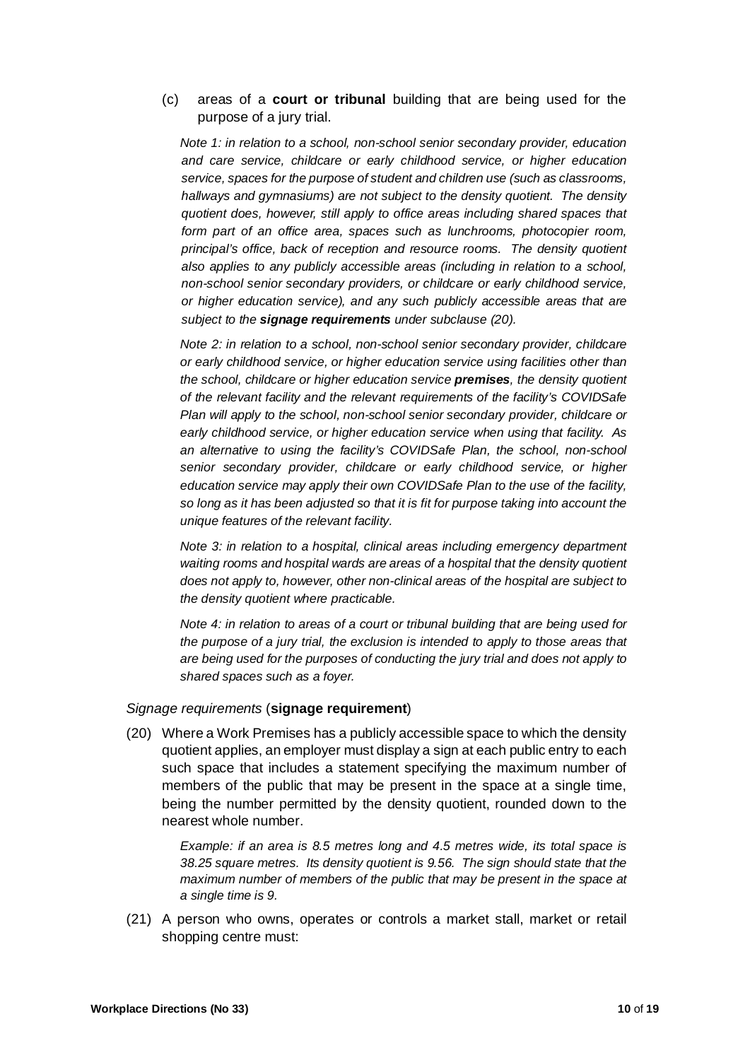(c) areas of a **court or tribunal** building that are being used for the purpose of a jury trial.

*Note 1: in relation to a school, non-school senior secondary provider, education and care service, childcare or early childhood service, or higher education service, spaces for the purpose of student and children use (such as classrooms, hallways and gymnasiums) are not subject to the density quotient. The density quotient does, however, still apply to office areas including shared spaces that form part of an office area, spaces such as lunchrooms, photocopier room, principal's office, back of reception and resource rooms. The density quotient also applies to any publicly accessible areas (including in relation to a school, non-school senior secondary providers, or childcare or early childhood service, or higher education service), and any such publicly accessible areas that are subject to the* ***signage requirements*** *under subclause (20).*

*Note 2: in relation to a school, non-school senior secondary provider, childcare or early childhood service, or higher education service using facilities other than the school, childcare or higher education service* ***premises****, the density quotient of the relevant facility and the relevant requirements of the facility's COVIDSafe Plan will apply to the school, non-school senior secondary provider, childcare or early childhood service, or higher education service when using that facility. As an alternative to using the facility's COVIDSafe Plan, the school, non-school senior secondary provider, childcare or early childhood service, or higher education service may apply their own COVIDSafe Plan to the use of the facility, so long as it has been adjusted so that it is fit for purpose taking into account the unique features of the relevant facility.*

*Note 3: in relation to a hospital, clinical areas including emergency department waiting rooms and hospital wards are areas of a hospital that the density quotient does not apply to, however, other non-clinical areas of the hospital are subject to the density quotient where practicable.*

*Note 4: in relation to areas of a court or tribunal building that are being used for the purpose of a jury trial, the exclusion is intended to apply to those areas that are being used for the purposes of conducting the jury trial and does not apply to shared spaces such as a foyer.*

*Signage requirements* (**signage requirement**)

(20) Where a Work Premises has a publicly accessible space to which the density quotient applies, an employer must display a sign at each public entry to each such space that includes a statement specifying the maximum number of members of the public that may be present in the space at a single time, being the number permitted by the density quotient, rounded down to the nearest whole number.

*Example: if an area is 8.5 metres long and 4.5 metres wide, its total space is 38.25 square metres. Its density quotient is 9.56. The sign should state that the maximum number of members of the public that may be present in the space at a single time is 9.*

(21) A person who owns, operates or controls a market stall, market or retail shopping centre must: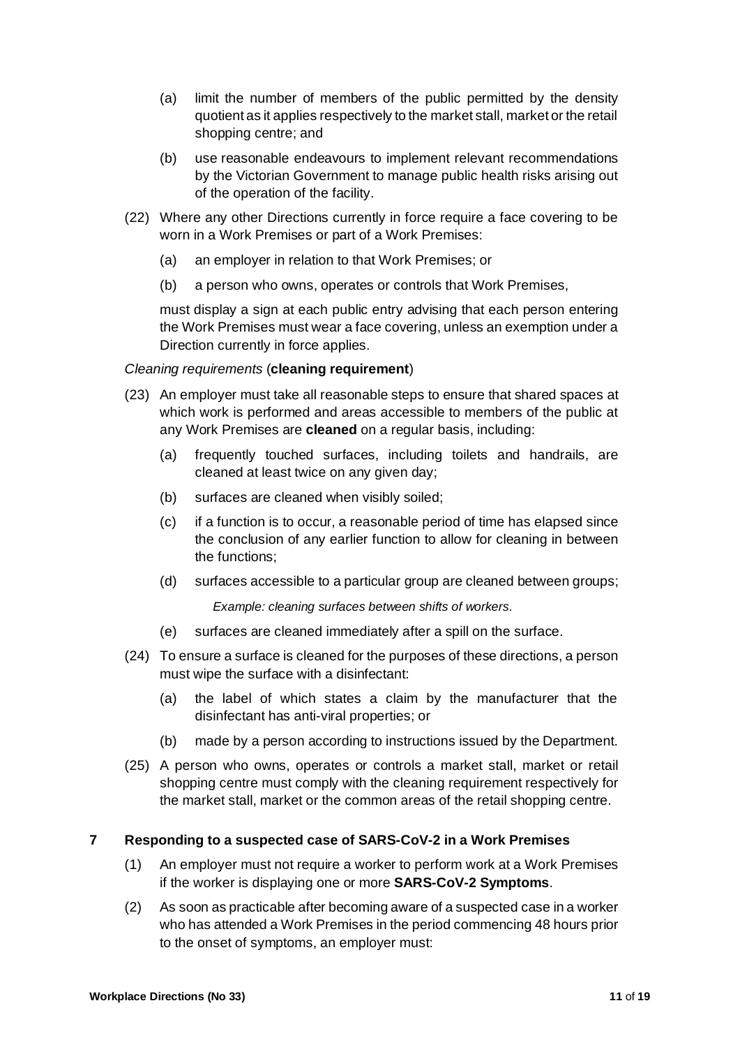(a) limit the number of members of the public permitted by the density quotient as it applies respectively to the market stall, market or the retail shopping centre; and

(b) use reasonable endeavours to implement relevant recommendations by the Victorian Government to manage public health risks arising out of the operation of the facility.

(22) Where any other Directions currently in force require a face covering to be worn in a Work Premises or part of a Work Premises:

(a) an employer in relation to that Work Premises; or

(b) a person who owns, operates or controls that Work Premises,

must display a sign at each public entry advising that each person entering the Work Premises must wear a face covering, unless an exemption under a Direction currently in force applies.

*Cleaning requirements* (**cleaning requirement**)

(23) An employer must take all reasonable steps to ensure that shared spaces at which work is performed and areas accessible to members of the public at any Work Premises are **cleaned** on a regular basis, including:

(a) frequently touched surfaces, including toilets and handrails, are cleaned at least twice on any given day;

(b) surfaces are cleaned when visibly soiled;

(c) if a function is to occur, a reasonable period of time has elapsed since the conclusion of any earlier function to allow for cleaning in between the functions;

(d) surfaces accessible to a particular group are cleaned between groups;

*Example: cleaning surfaces between shifts of workers.*

(e) surfaces are cleaned immediately after a spill on the surface.

(24) To ensure a surface is cleaned for the purposes of these directions, a person must wipe the surface with a disinfectant:

(a) the label of which states a claim by the manufacturer that the disinfectant has anti-viral properties; or

(b) made by a person according to instructions issued by the Department.

(25) A person who owns, operates or controls a market stall, market or retail shopping centre must comply with the cleaning requirement respectively for the market stall, market or the common areas of the retail shopping centre.

## 7 Responding to a suspected case of SARS-CoV-2 in a Work Premises

(1) An employer must not require a worker to perform work at a Work Premises if the worker is displaying one or more **SARS-CoV-2 Symptoms**.

(2) As soon as practicable after becoming aware of a suspected case in a worker who has attended a Work Premises in the period commencing 48 hours prior to the onset of symptoms, an employer must: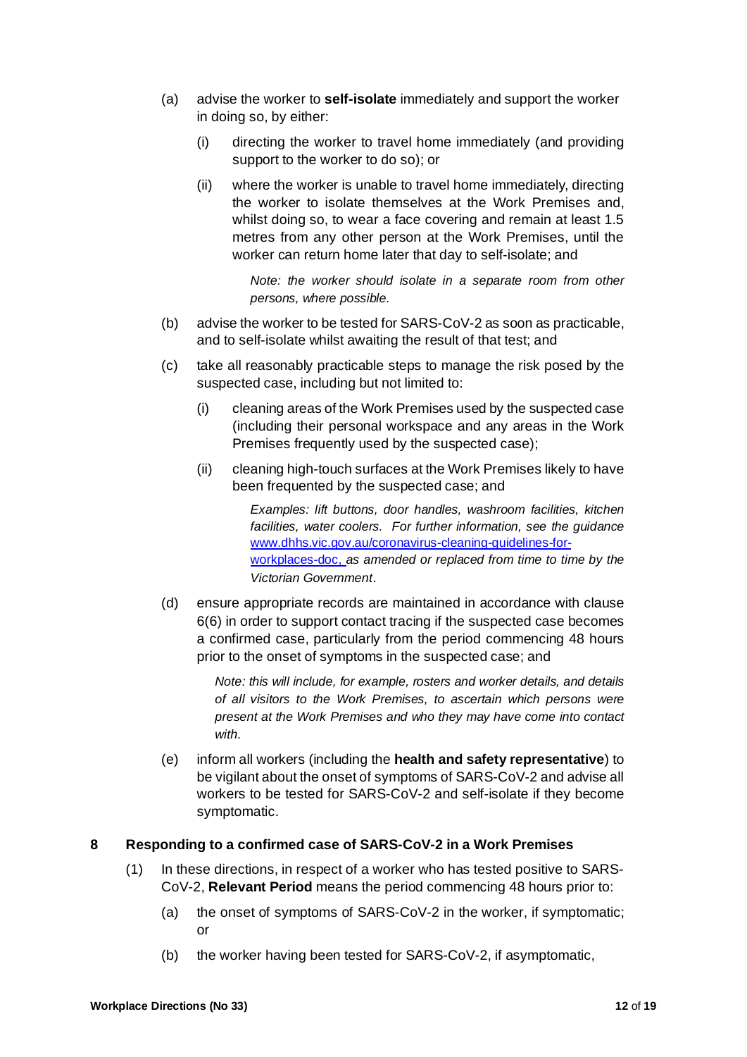(a) advise the worker to **self-isolate** immediately and support the worker in doing so, by either:

  (i) directing the worker to travel home immediately (and providing support to the worker to do so); or

  (ii) where the worker is unable to travel home immediately, directing the worker to isolate themselves at the Work Premises and, whilst doing so, to wear a face covering and remain at least 1.5 metres from any other person at the Work Premises, until the worker can return home later that day to self-isolate; and

    *Note: the worker should isolate in a separate room from other persons, where possible.*

(b) advise the worker to be tested for SARS-CoV-2 as soon as practicable, and to self-isolate whilst awaiting the result of that test; and

(c) take all reasonably practicable steps to manage the risk posed by the suspected case, including but not limited to:

  (i) cleaning areas of the Work Premises used by the suspected case (including their personal workspace and any areas in the Work Premises frequently used by the suspected case);

  (ii) cleaning high-touch surfaces at the Work Premises likely to have been frequented by the suspected case; and

    *Examples: lift buttons, door handles, washroom facilities, kitchen facilities, water coolers. For further information, see the guidance* www.dhhs.vic.gov.au/coronavirus-cleaning-guidelines-for-workplaces-doc, *as amended or replaced from time to time by the Victorian Government*.

(d) ensure appropriate records are maintained in accordance with clause 6(6) in order to support contact tracing if the suspected case becomes a confirmed case, particularly from the period commencing 48 hours prior to the onset of symptoms in the suspected case; and

  *Note: this will include, for example, rosters and worker details, and details of all visitors to the Work Premises, to ascertain which persons were present at the Work Premises and who they may have come into contact with.*

(e) inform all workers (including the **health and safety representative**) to be vigilant about the onset of symptoms of SARS-CoV-2 and advise all workers to be tested for SARS-CoV-2 and self-isolate if they become symptomatic.

## 8 Responding to a confirmed case of SARS-CoV-2 in a Work Premises

(1) In these directions, in respect of a worker who has tested positive to SARS-CoV-2, **Relevant Period** means the period commencing 48 hours prior to:

  (a) the onset of symptoms of SARS-CoV-2 in the worker, if symptomatic; or

  (b) the worker having been tested for SARS-CoV-2, if asymptomatic,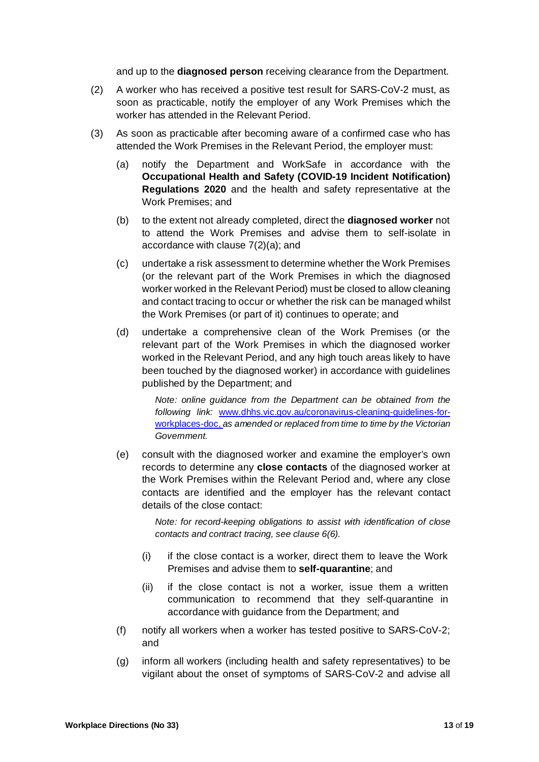and up to the **diagnosed person** receiving clearance from the Department.

(2) A worker who has received a positive test result for SARS-CoV-2 must, as soon as practicable, notify the employer of any Work Premises which the worker has attended in the Relevant Period.

(3) As soon as practicable after becoming aware of a confirmed case who has attended the Work Premises in the Relevant Period, the employer must:

   (a) notify the Department and WorkSafe in accordance with the **Occupational Health and Safety (COVID-19 Incident Notification) Regulations 2020** and the health and safety representative at the Work Premises; and

   (b) to the extent not already completed, direct the **diagnosed worker** not to attend the Work Premises and advise them to self-isolate in accordance with clause 7(2)(a); and

   (c) undertake a risk assessment to determine whether the Work Premises (or the relevant part of the Work Premises in which the diagnosed worker worked in the Relevant Period) must be closed to allow cleaning and contact tracing to occur or whether the risk can be managed whilst the Work Premises (or part of it) continues to operate; and

   (d) undertake a comprehensive clean of the Work Premises (or the relevant part of the Work Premises in which the diagnosed worker worked in the Relevant Period, and any high touch areas likely to have been touched by the diagnosed worker) in accordance with guidelines published by the Department; and

      *Note: online guidance from the Department can be obtained from the following link:* www.dhhs.vic.gov.au/coronavirus-cleaning-guidelines-for-workplaces-doc, *as amended or replaced from time to time by the Victorian Government.*

   (e) consult with the diagnosed worker and examine the employer's own records to determine any **close contacts** of the diagnosed worker at the Work Premises within the Relevant Period and, where any close contacts are identified and the employer has the relevant contact details of the close contact:

      *Note: for record-keeping obligations to assist with identification of close contacts and contract tracing, see clause 6(6).*

      (i) if the close contact is a worker, direct them to leave the Work Premises and advise them to **self-quarantine**; and

      (ii) if the close contact is not a worker, issue them a written communication to recommend that they self-quarantine in accordance with guidance from the Department; and

   (f) notify all workers when a worker has tested positive to SARS-CoV-2; and

   (g) inform all workers (including health and safety representatives) to be vigilant about the onset of symptoms of SARS-CoV-2 and advise all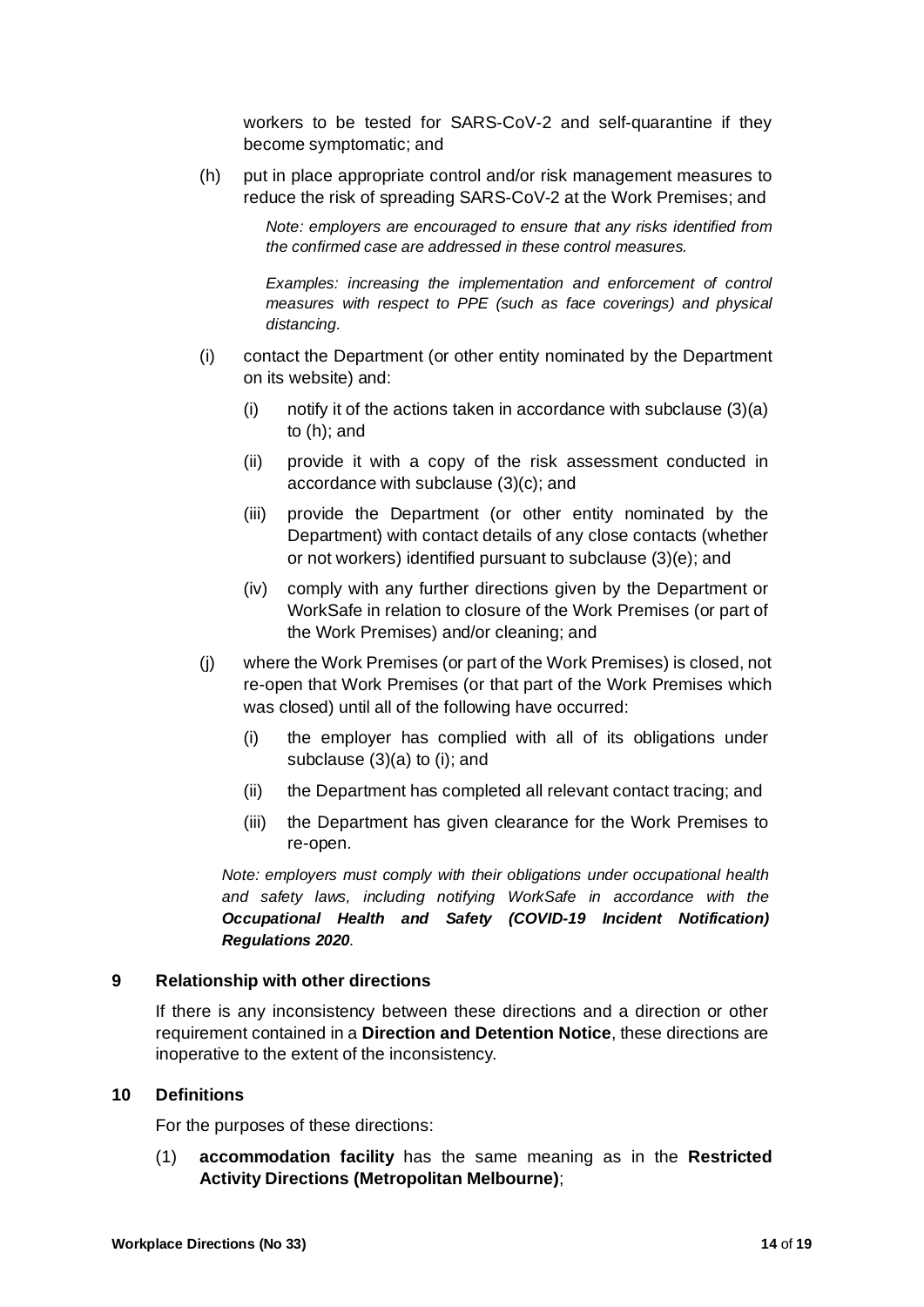workers to be tested for SARS-CoV-2 and self-quarantine if they become symptomatic; and

(h) put in place appropriate control and/or risk management measures to reduce the risk of spreading SARS-CoV-2 at the Work Premises; and

*Note: employers are encouraged to ensure that any risks identified from the confirmed case are addressed in these control measures.*

*Examples: increasing the implementation and enforcement of control measures with respect to PPE (such as face coverings) and physical distancing.*

(i) contact the Department (or other entity nominated by the Department on its website) and:

   (i) notify it of the actions taken in accordance with subclause (3)(a) to (h); and

   (ii) provide it with a copy of the risk assessment conducted in accordance with subclause (3)(c); and

   (iii) provide the Department (or other entity nominated by the Department) with contact details of any close contacts (whether or not workers) identified pursuant to subclause (3)(e); and

   (iv) comply with any further directions given by the Department or WorkSafe in relation to closure of the Work Premises (or part of the Work Premises) and/or cleaning; and

(j) where the Work Premises (or part of the Work Premises) is closed, not re-open that Work Premises (or that part of the Work Premises which was closed) until all of the following have occurred:

   (i) the employer has complied with all of its obligations under subclause (3)(a) to (i); and

   (ii) the Department has completed all relevant contact tracing; and

   (iii) the Department has given clearance for the Work Premises to re-open.

*Note: employers must comply with their obligations under occupational health and safety laws, including notifying WorkSafe in accordance with the* ***Occupational Health and Safety (COVID-19 Incident Notification) Regulations 2020****.*

## 9 Relationship with other directions

If there is any inconsistency between these directions and a direction or other requirement contained in a **Direction and Detention Notice**, these directions are inoperative to the extent of the inconsistency.

## 10 Definitions

For the purposes of these directions:

(1) **accommodation facility** has the same meaning as in the **Restricted Activity Directions (Metropolitan Melbourne)**;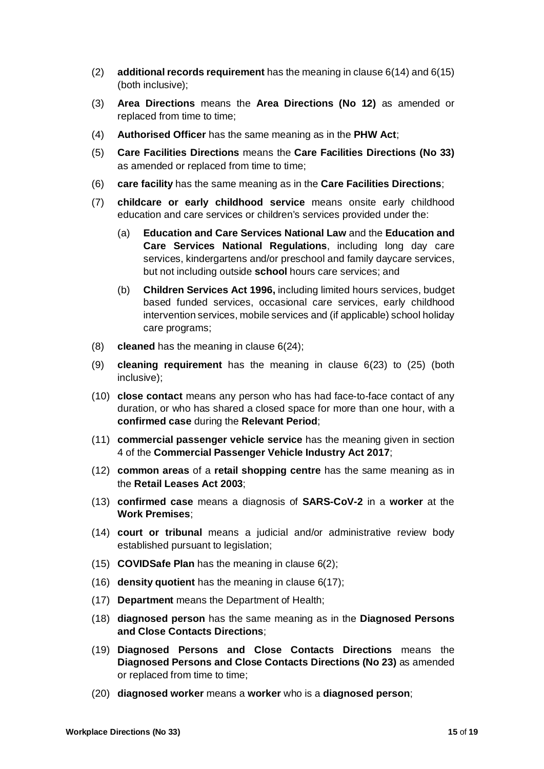(2) **additional records requirement** has the meaning in clause 6(14) and 6(15) (both inclusive);

(3) **Area Directions** means the **Area Directions (No 12)** as amended or replaced from time to time;

(4) **Authorised Officer** has the same meaning as in the **PHW Act**;

(5) **Care Facilities Directions** means the **Care Facilities Directions (No 33)** as amended or replaced from time to time;

(6) **care facility** has the same meaning as in the **Care Facilities Directions**;

(7) **childcare or early childhood service** means onsite early childhood education and care services or children's services provided under the:

   (a) **Education and Care Services National Law** and the **Education and Care Services National Regulations**, including long day care services, kindergartens and/or preschool and family daycare services, but not including outside **school** hours care services; and

   (b) **Children Services Act 1996,** including limited hours services, budget based funded services, occasional care services, early childhood intervention services, mobile services and (if applicable) school holiday care programs;

(8) **cleaned** has the meaning in clause 6(24);

(9) **cleaning requirement** has the meaning in clause 6(23) to (25) (both inclusive);

(10) **close contact** means any person who has had face-to-face contact of any duration, or who has shared a closed space for more than one hour, with a **confirmed case** during the **Relevant Period**;

(11) **commercial passenger vehicle service** has the meaning given in section 4 of the **Commercial Passenger Vehicle Industry Act 2017**;

(12) **common areas** of a **retail shopping centre** has the same meaning as in the **Retail Leases Act 2003**;

(13) **confirmed case** means a diagnosis of **SARS-CoV-2** in a **worker** at the **Work Premises**;

(14) **court or tribunal** means a judicial and/or administrative review body established pursuant to legislation;

(15) **COVIDSafe Plan** has the meaning in clause 6(2);

(16) **density quotient** has the meaning in clause 6(17);

(17) **Department** means the Department of Health;

(18) **diagnosed person** has the same meaning as in the **Diagnosed Persons and Close Contacts Directions**;

(19) **Diagnosed Persons and Close Contacts Directions** means the **Diagnosed Persons and Close Contacts Directions (No 23)** as amended or replaced from time to time;

(20) **diagnosed worker** means a **worker** who is a **diagnosed person**;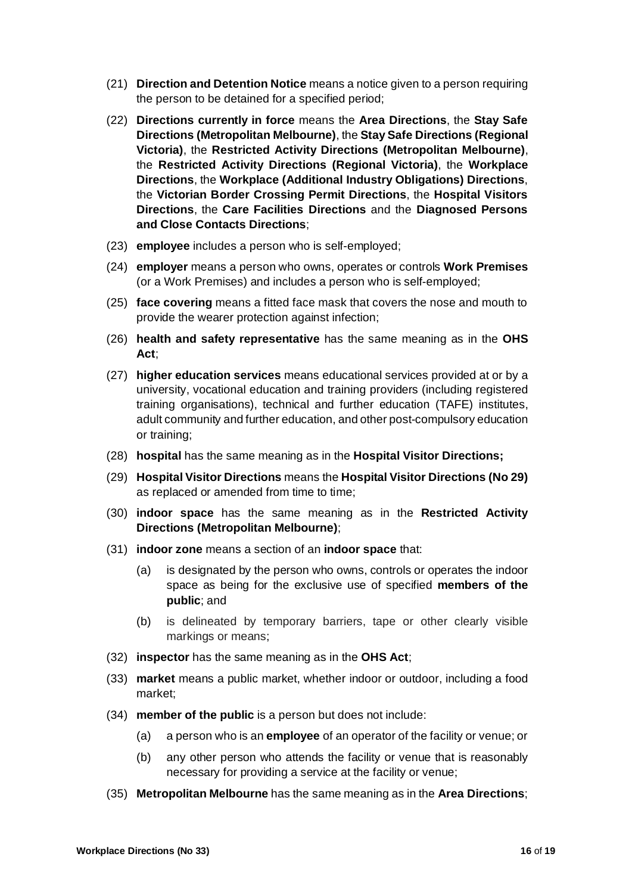(21) **Direction and Detention Notice** means a notice given to a person requiring the person to be detained for a specified period;

(22) **Directions currently in force** means the **Area Directions**, the **Stay Safe Directions (Metropolitan Melbourne)**, the **Stay Safe Directions (Regional Victoria)**, the **Restricted Activity Directions (Metropolitan Melbourne)**, the **Restricted Activity Directions (Regional Victoria)**, the **Workplace Directions**, the **Workplace (Additional Industry Obligations) Directions**, the **Victorian Border Crossing Permit Directions**, the **Hospital Visitors Directions**, the **Care Facilities Directions** and the **Diagnosed Persons and Close Contacts Directions**;

(23) **employee** includes a person who is self-employed;

(24) **employer** means a person who owns, operates or controls **Work Premises** (or a Work Premises) and includes a person who is self-employed;

(25) **face covering** means a fitted face mask that covers the nose and mouth to provide the wearer protection against infection;

(26) **health and safety representative** has the same meaning as in the **OHS Act**;

(27) **higher education services** means educational services provided at or by a university, vocational education and training providers (including registered training organisations), technical and further education (TAFE) institutes, adult community and further education, and other post-compulsory education or training;

(28) **hospital** has the same meaning as in the **Hospital Visitor Directions;**

(29) **Hospital Visitor Directions** means the **Hospital Visitor Directions (No 29)** as replaced or amended from time to time;

(30) **indoor space** has the same meaning as in the **Restricted Activity Directions (Metropolitan Melbourne)**;

(31) **indoor zone** means a section of an **indoor space** that:

   (a) is designated by the person who owns, controls or operates the indoor space as being for the exclusive use of specified **members of the public**; and

   (b) is delineated by temporary barriers, tape or other clearly visible markings or means;

(32) **inspector** has the same meaning as in the **OHS Act**;

(33) **market** means a public market, whether indoor or outdoor, including a food market;

(34) **member of the public** is a person but does not include:

   (a) a person who is an **employee** of an operator of the facility or venue; or

   (b) any other person who attends the facility or venue that is reasonably necessary for providing a service at the facility or venue;

(35) **Metropolitan Melbourne** has the same meaning as in the **Area Directions**;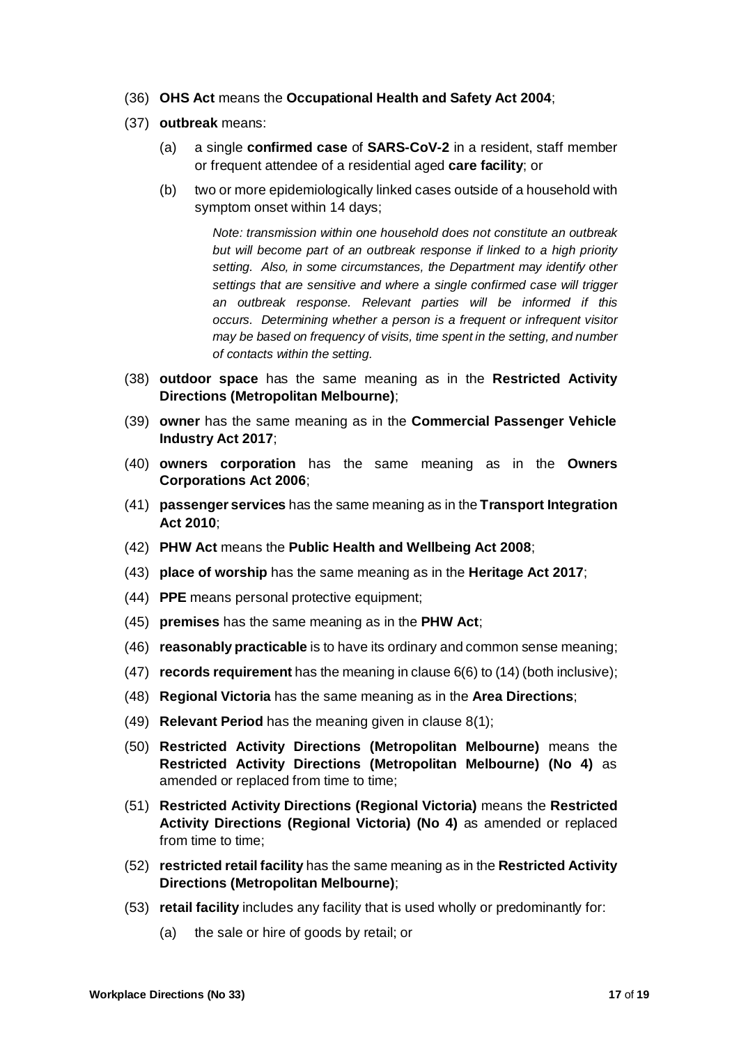(36) **OHS Act** means the **Occupational Health and Safety Act 2004**;

(37) **outbreak** means:

(a) a single **confirmed case** of **SARS-CoV-2** in a resident, staff member or frequent attendee of a residential aged **care facility**; or

(b) two or more epidemiologically linked cases outside of a household with symptom onset within 14 days;

*Note: transmission within one household does not constitute an outbreak but will become part of an outbreak response if linked to a high priority setting. Also, in some circumstances, the Department may identify other settings that are sensitive and where a single confirmed case will trigger an outbreak response. Relevant parties will be informed if this occurs. Determining whether a person is a frequent or infrequent visitor may be based on frequency of visits, time spent in the setting, and number of contacts within the setting.*

(38) **outdoor space** has the same meaning as in the **Restricted Activity Directions (Metropolitan Melbourne)**;

(39) **owner** has the same meaning as in the **Commercial Passenger Vehicle Industry Act 2017**;

(40) **owners corporation** has the same meaning as in the **Owners Corporations Act 2006**;

(41) **passenger services** has the same meaning as in the **Transport Integration Act 2010**;

(42) **PHW Act** means the **Public Health and Wellbeing Act 2008**;

(43) **place of worship** has the same meaning as in the **Heritage Act 2017**;

(44) **PPE** means personal protective equipment;

(45) **premises** has the same meaning as in the **PHW Act**;

(46) **reasonably practicable** is to have its ordinary and common sense meaning;

(47) **records requirement** has the meaning in clause 6(6) to (14) (both inclusive);

(48) **Regional Victoria** has the same meaning as in the **Area Directions**;

(49) **Relevant Period** has the meaning given in clause 8(1);

(50) **Restricted Activity Directions (Metropolitan Melbourne)** means the **Restricted Activity Directions (Metropolitan Melbourne) (No 4)** as amended or replaced from time to time;

(51) **Restricted Activity Directions (Regional Victoria)** means the **Restricted Activity Directions (Regional Victoria) (No 4)** as amended or replaced from time to time;

(52) **restricted retail facility** has the same meaning as in the **Restricted Activity Directions (Metropolitan Melbourne)**;

(53) **retail facility** includes any facility that is used wholly or predominantly for:

(a) the sale or hire of goods by retail; or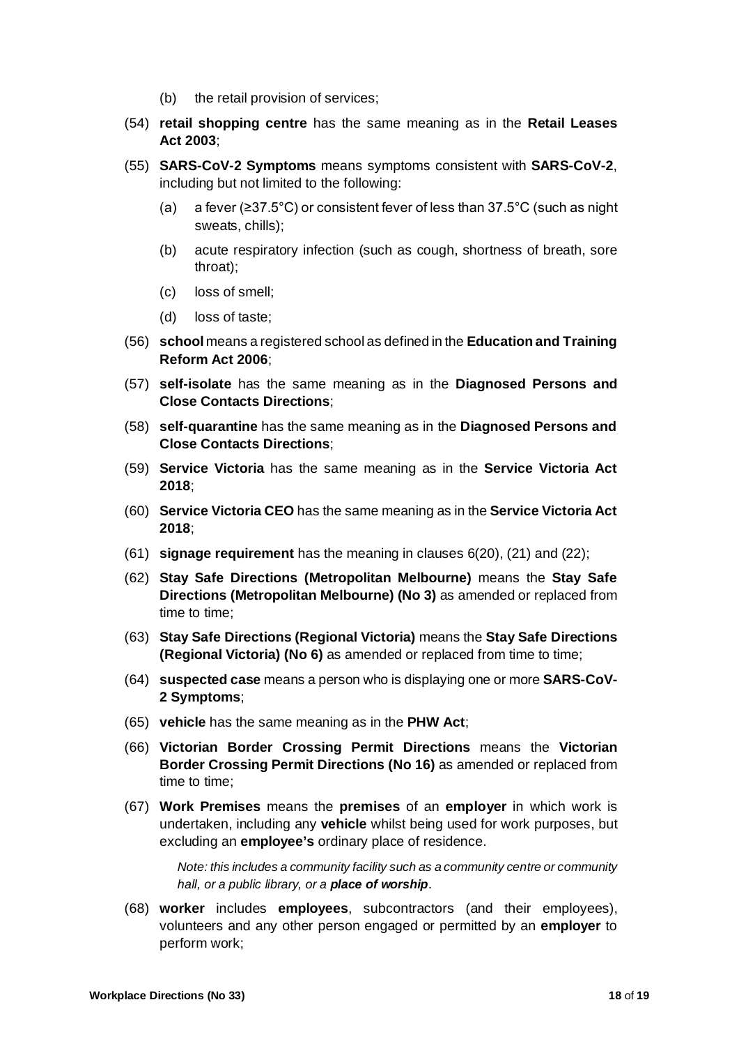(b) the retail provision of services;

(54) **retail shopping centre** has the same meaning as in the **Retail Leases Act 2003**;

(55) **SARS-CoV-2 Symptoms** means symptoms consistent with **SARS-CoV-2**, including but not limited to the following:

(a) a fever (≥37.5°C) or consistent fever of less than 37.5°C (such as night sweats, chills);

(b) acute respiratory infection (such as cough, shortness of breath, sore throat);

(c) loss of smell;

(d) loss of taste;

(56) **school** means a registered school as defined in the **Education and Training Reform Act 2006**;

(57) **self-isolate** has the same meaning as in the **Diagnosed Persons and Close Contacts Directions**;

(58) **self-quarantine** has the same meaning as in the **Diagnosed Persons and Close Contacts Directions**;

(59) **Service Victoria** has the same meaning as in the **Service Victoria Act 2018**;

(60) **Service Victoria CEO** has the same meaning as in the **Service Victoria Act 2018**;

(61) **signage requirement** has the meaning in clauses 6(20), (21) and (22);

(62) **Stay Safe Directions (Metropolitan Melbourne)** means the **Stay Safe Directions (Metropolitan Melbourne) (No 3)** as amended or replaced from time to time;

(63) **Stay Safe Directions (Regional Victoria)** means the **Stay Safe Directions (Regional Victoria) (No 6)** as amended or replaced from time to time;

(64) **suspected case** means a person who is displaying one or more **SARS-CoV-2 Symptoms**;

(65) **vehicle** has the same meaning as in the **PHW Act**;

(66) **Victorian Border Crossing Permit Directions** means the **Victorian Border Crossing Permit Directions (No 16)** as amended or replaced from time to time;

(67) **Work Premises** means the **premises** of an **employer** in which work is undertaken, including any **vehicle** whilst being used for work purposes, but excluding an **employee's** ordinary place of residence.

*Note: this includes a community facility such as a community centre or community hall, or a public library, or a **place of worship**.*

(68) **worker** includes **employees**, subcontractors (and their employees), volunteers and any other person engaged or permitted by an **employer** to perform work;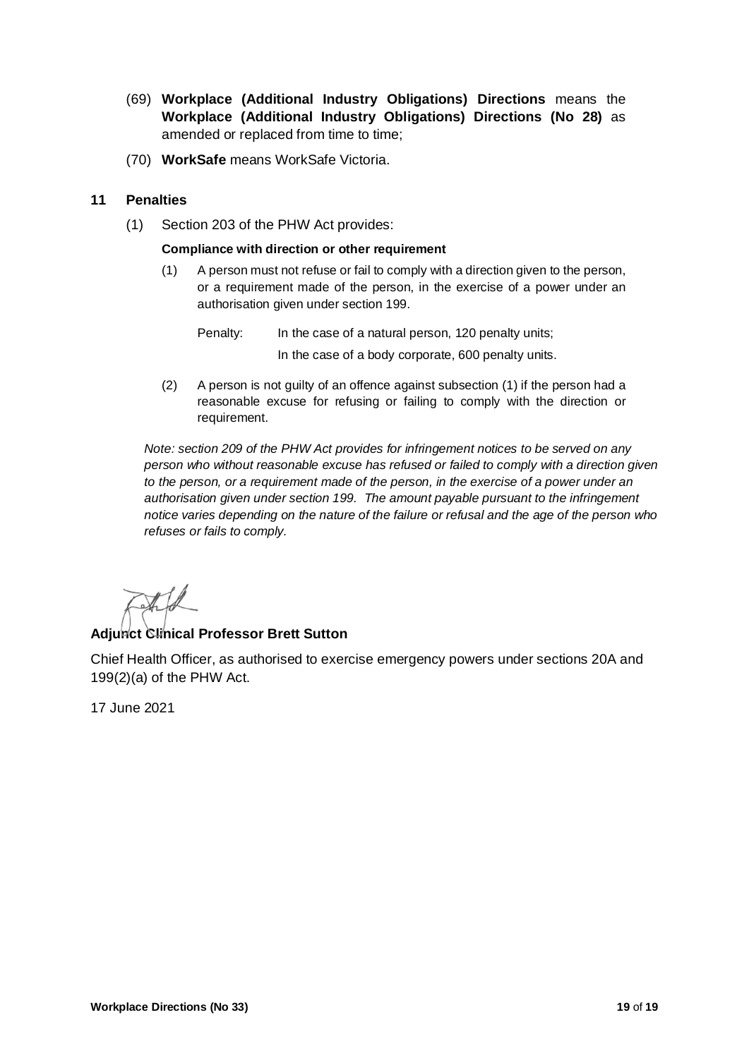(69) **Workplace (Additional Industry Obligations) Directions** means the **Workplace (Additional Industry Obligations) Directions (No 28)** as amended or replaced from time to time;

(70) **WorkSafe** means WorkSafe Victoria.

## 11 Penalties

(1) Section 203 of the PHW Act provides:

**Compliance with direction or other requirement**

(1) A person must not refuse or fail to comply with a direction given to the person, or a requirement made of the person, in the exercise of a power under an authorisation given under section 199.

Penalty: In the case of a natural person, 120 penalty units;

In the case of a body corporate, 600 penalty units.

(2) A person is not guilty of an offence against subsection (1) if the person had a reasonable excuse for refusing or failing to comply with the direction or requirement.

*Note: section 209 of the PHW Act provides for infringement notices to be served on any person who without reasonable excuse has refused or failed to comply with a direction given to the person, or a requirement made of the person, in the exercise of a power under an authorisation given under section 199. The amount payable pursuant to the infringement notice varies depending on the nature of the failure or refusal and the age of the person who refuses or fails to comply.*

**Adjunct Clinical Professor Brett Sutton**

Chief Health Officer, as authorised to exercise emergency powers under sections 20A and 199(2)(a) of the PHW Act.

17 June 2021